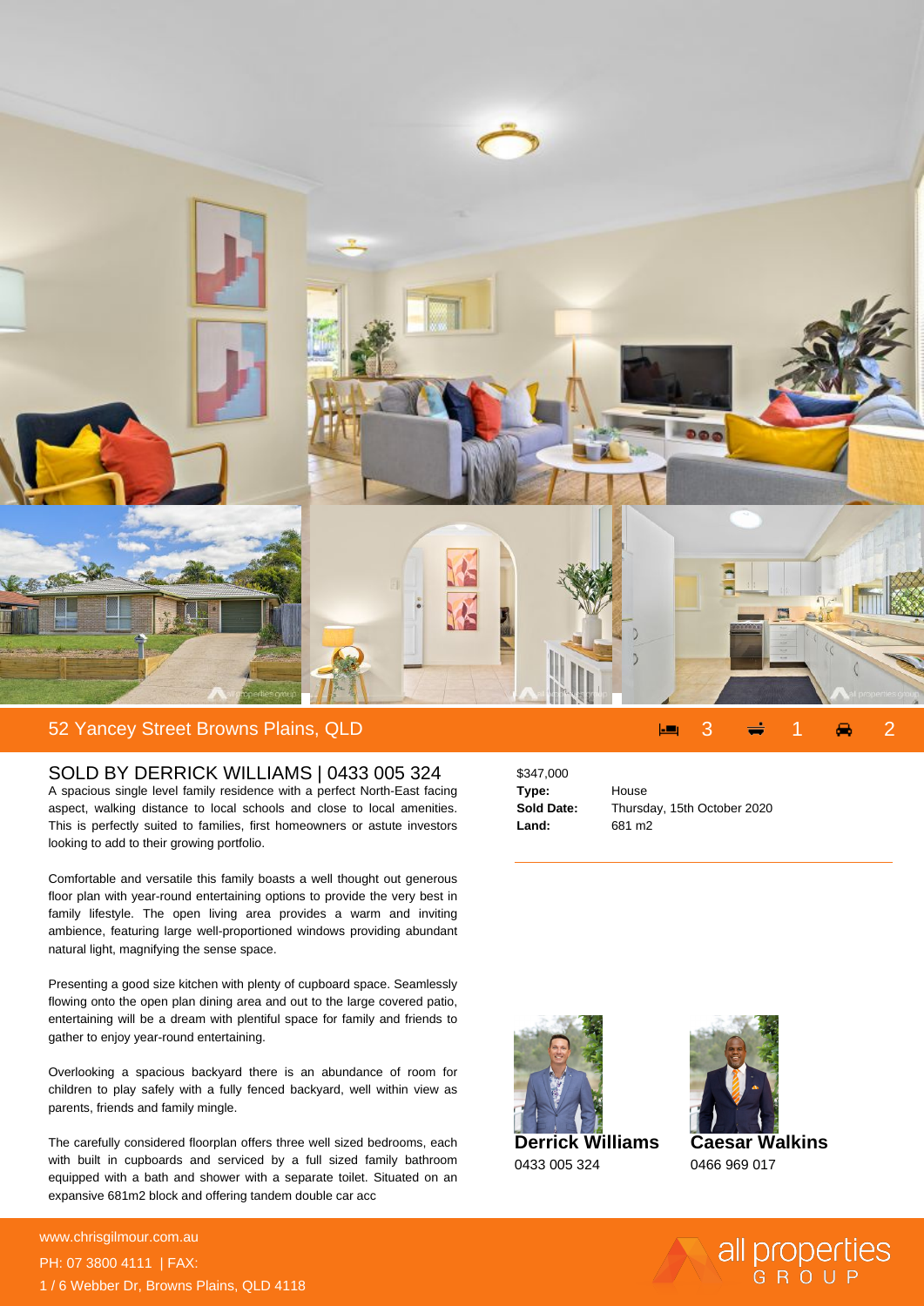## 52 Yancey Street Browns Plains, QLD

3 bed | 1 bath | 2 car

### SOLD BY DERRICK WILLIAMS | 0433 005 324

A spacious single level family residence with a perfect North-East facing aspect, walking distance to local schools and close to local amenities. This is perfectly suited to families, first homeowners or astute investors looking to add to their growing portfolio.

Comfortable and versatile this family boasts a well thought out generous floor plan with year-round entertaining options to provide the very best in family lifestyle. The open living area provides a warm and inviting ambience, featuring large well-proportioned windows providing abundant natural light, magnifying the sense space.

Presenting a good size kitchen with plenty of cupboard space. Seamlessly flowing onto the open plan dining area and out to the large covered patio, entertaining will be a dream with plentiful space for family and friends to gather to enjoy year-round entertaining.

Overlooking a spacious backyard there is an abundance of room for children to play safely with a fully fenced backyard, well within view as parents, friends and family mingle.

The carefully considered floorplan offers three well sized bedrooms, each with built in cupboards and serviced by a full sized family bathroom equipped with a bath and shower with a separate toilet. Situated on an expansive 681m2 block and offering tandem double car acc

$347,000

| | |
|---|---|
| **Type:** | House |
| **Sold Date:** | Thursday, 15th October 2020 |
| **Land:** | 681 m2 |

**Derrick Williams**
0433 005 324

**Caesar Walkins**
0466 969 017

www.chrisgilmour.com.au
PH: 07 3800 4111 | FAX:
1 / 6 Webber Dr, Browns Plains, QLD 4118

all properties GROUP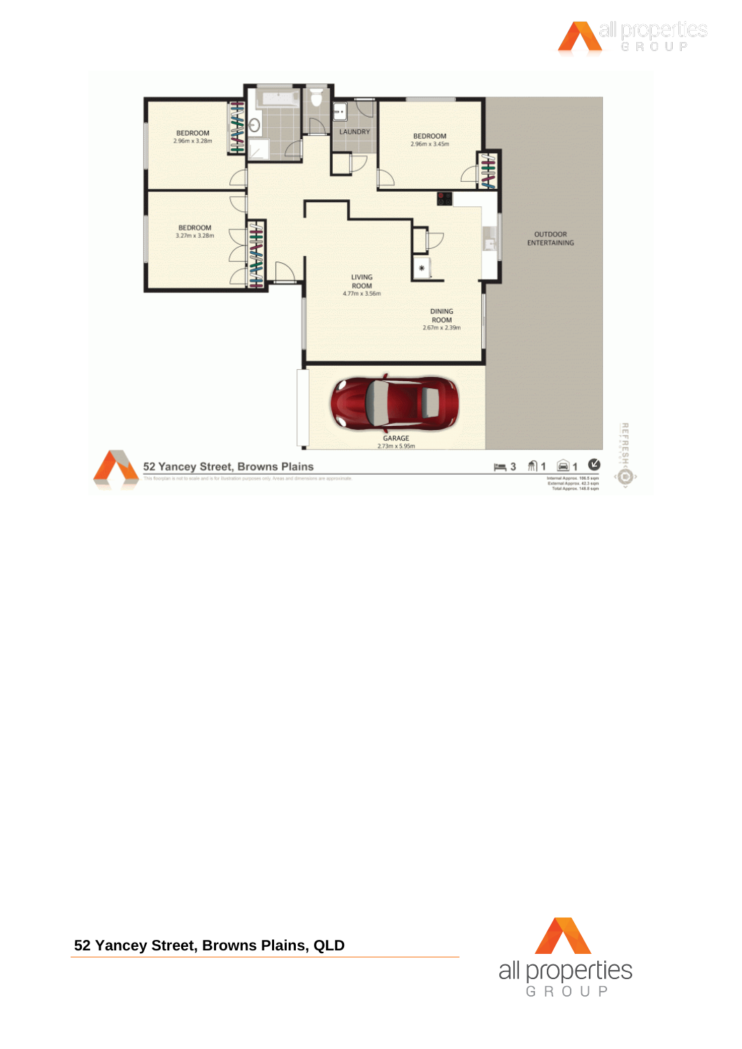BEDROOM
2.96m x 3.28m

LAUNDRY

BEDROOM
2.96m x 3.45m

BEDROOM
3.27m x 3.28m

OUTDOOR
ENTERTAINING

LIVING
ROOM
4.77m x 3.56m

DINING
ROOM
2.67m x 2.39m

GARAGE
2.73m x 5.95m

**52 Yancey Street, Browns Plains**

3 1 1

This floorplan is not to scale and is for illustration purposes only. Areas and dimensions are approximate.

Internal Approx. 106.5 sqm
External Approx. 42.3 sqm
Total Approx. 148.8 sqm

**52 Yancey Street, Browns Plains, QLD**